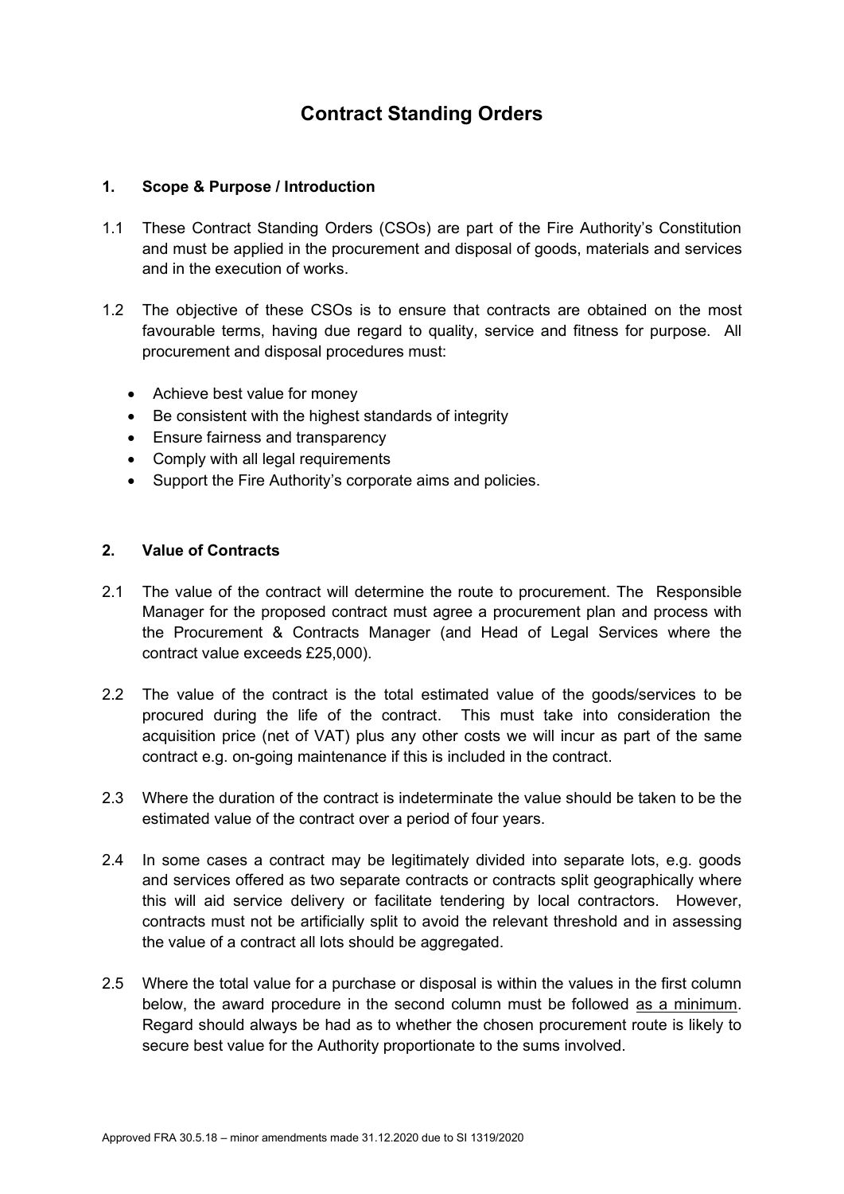# Contract Standing Orders

## 1. Scope & Purpose / Introduction

1.1 These Contract Standing Orders (CSOs) are part of the Fire Authority's Constitution and must be applied in the procurement and disposal of goods, materials and services and in the execution of works.

1.2 The objective of these CSOs is to ensure that contracts are obtained on the most favourable terms, having due regard to quality, service and fitness for purpose. All procurement and disposal procedures must:

- Achieve best value for money
- Be consistent with the highest standards of integrity
- Ensure fairness and transparency
- Comply with all legal requirements
- Support the Fire Authority's corporate aims and policies.

## 2. Value of Contracts

2.1 The value of the contract will determine the route to procurement. The Responsible Manager for the proposed contract must agree a procurement plan and process with the Procurement & Contracts Manager (and Head of Legal Services where the contract value exceeds £25,000).

2.2 The value of the contract is the total estimated value of the goods/services to be procured during the life of the contract. This must take into consideration the acquisition price (net of VAT) plus any other costs we will incur as part of the same contract e.g. on-going maintenance if this is included in the contract.

2.3 Where the duration of the contract is indeterminate the value should be taken to be the estimated value of the contract over a period of four years.

2.4 In some cases a contract may be legitimately divided into separate lots, e.g. goods and services offered as two separate contracts or contracts split geographically where this will aid service delivery or facilitate tendering by local contractors. However, contracts must not be artificially split to avoid the relevant threshold and in assessing the value of a contract all lots should be aggregated.

2.5 Where the total value for a purchase or disposal is within the values in the first column below, the award procedure in the second column must be followed as a minimum. Regard should always be had as to whether the chosen procurement route is likely to secure best value for the Authority proportionate to the sums involved.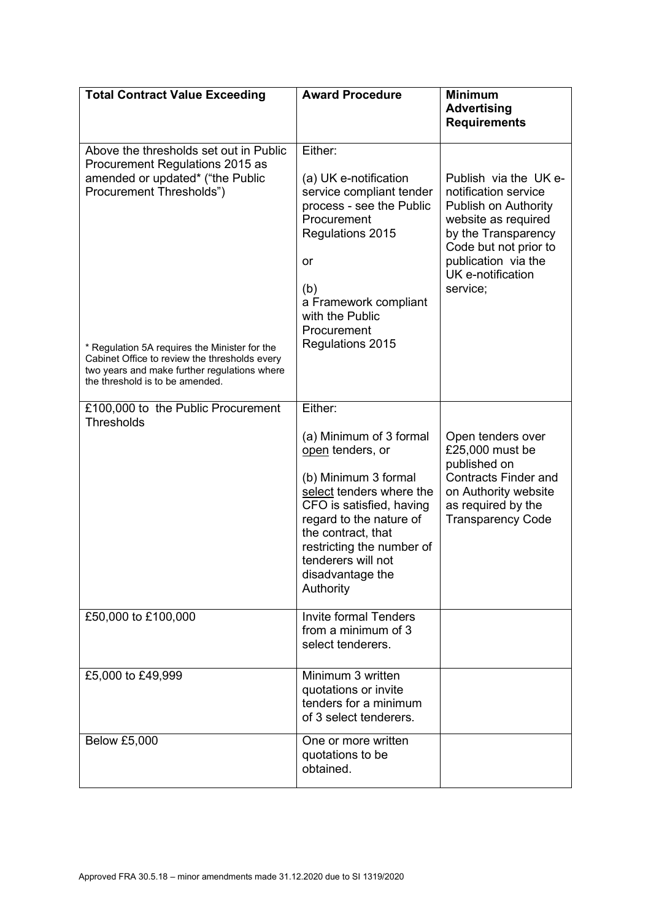| **Total Contract Value Exceeding** | **Award Procedure** | **Minimum Advertising Requirements** |
| --- | --- | --- |
| Above the thresholds set out in Public Procurement Regulations 2015 as amended or updated* ("the Public Procurement Thresholds")<br><br>* Regulation 5A requires the Minister for the Cabinet Office to review the thresholds every two years and make further regulations where the threshold is to be amended. | Either:<br><br>(a) UK e-notification service compliant tender process - see the Public Procurement Regulations 2015<br><br>or<br><br>(b) a Framework compliant with the Public Procurement Regulations 2015 | Publish via the UK e-notification service Publish on Authority website as required by the Transparency Code but not prior to publication via the UK e-notification service; |
| £100,000 to the Public Procurement Thresholds | Either:<br><br>(a) Minimum of 3 formal <u>open</u> tenders, or<br><br>(b) Minimum 3 formal <u>select</u> tenders where the CFO is satisfied, having regard to the nature of the contract, that restricting the number of tenderers will not disadvantage the Authority | Open tenders over £25,000 must be published on Contracts Finder and on Authority website as required by the Transparency Code |
| £50,000 to £100,000 | Invite formal Tenders from a minimum of 3 select tenderers. | |
| £5,000 to £49,999 | Minimum 3 written quotations or invite tenders for a minimum of 3 select tenderers. | |
| Below £5,000 | One or more written quotations to be obtained. | |

Approved FRA 30.5.18 – minor amendments made 31.12.2020 due to SI 1319/2020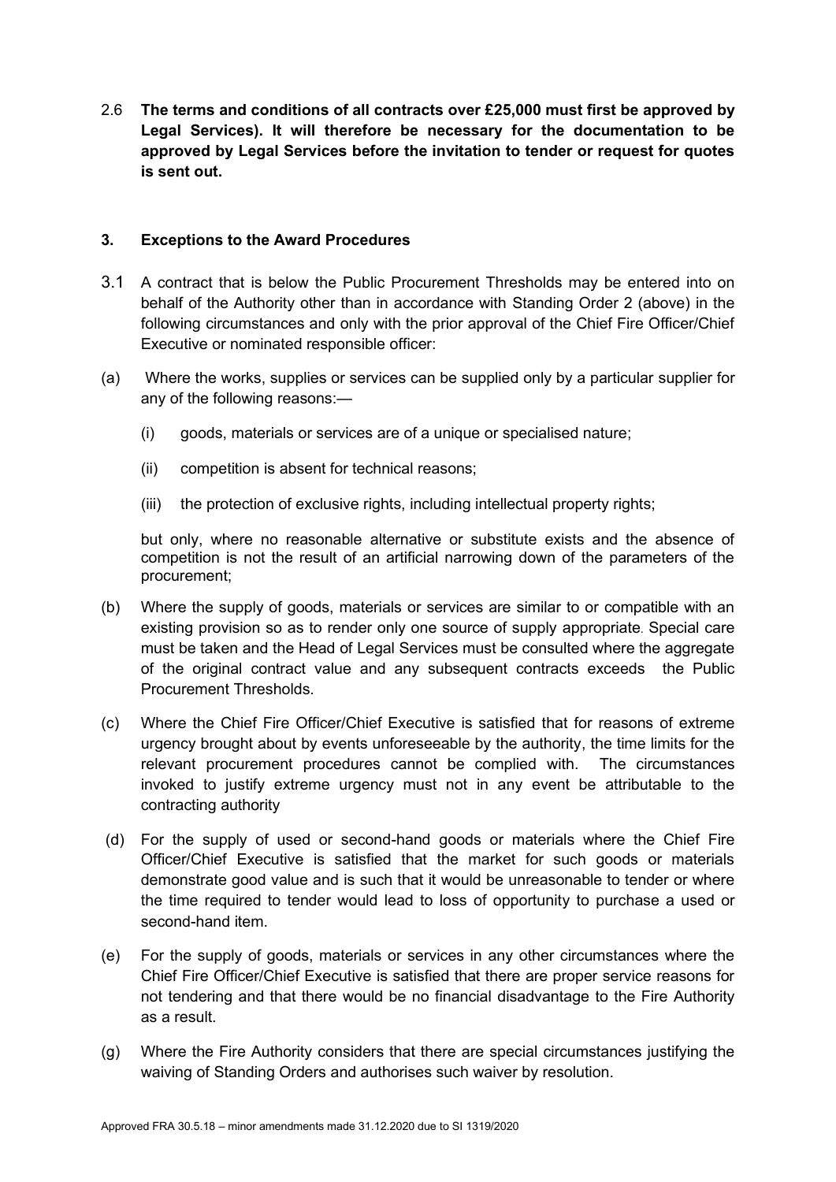2.6 **The terms and conditions of all contracts over £25,000 must first be approved by Legal Services). It will therefore be necessary for the documentation to be approved by Legal Services before the invitation to tender or request for quotes is sent out.**

### 3. Exceptions to the Award Procedures

3.1 A contract that is below the Public Procurement Thresholds may be entered into on behalf of the Authority other than in accordance with Standing Order 2 (above) in the following circumstances and only with the prior approval of the Chief Fire Officer/Chief Executive or nominated responsible officer:

(a) Where the works, supplies or services can be supplied only by a particular supplier for any of the following reasons:—

- (i) goods, materials or services are of a unique or specialised nature;
- (ii) competition is absent for technical reasons;
- (iii) the protection of exclusive rights, including intellectual property rights;

but only, where no reasonable alternative or substitute exists and the absence of competition is not the result of an artificial narrowing down of the parameters of the procurement;

(b) Where the supply of goods, materials or services are similar to or compatible with an existing provision so as to render only one source of supply appropriate. Special care must be taken and the Head of Legal Services must be consulted where the aggregate of the original contract value and any subsequent contracts exceeds the Public Procurement Thresholds.

(c) Where the Chief Fire Officer/Chief Executive is satisfied that for reasons of extreme urgency brought about by events unforeseeable by the authority, the time limits for the relevant procurement procedures cannot be complied with. The circumstances invoked to justify extreme urgency must not in any event be attributable to the contracting authority

(d) For the supply of used or second-hand goods or materials where the Chief Fire Officer/Chief Executive is satisfied that the market for such goods or materials demonstrate good value and is such that it would be unreasonable to tender or where the time required to tender would lead to loss of opportunity to purchase a used or second-hand item.

(e) For the supply of goods, materials or services in any other circumstances where the Chief Fire Officer/Chief Executive is satisfied that there are proper service reasons for not tendering and that there would be no financial disadvantage to the Fire Authority as a result.

(g) Where the Fire Authority considers that there are special circumstances justifying the waiving of Standing Orders and authorises such waiver by resolution.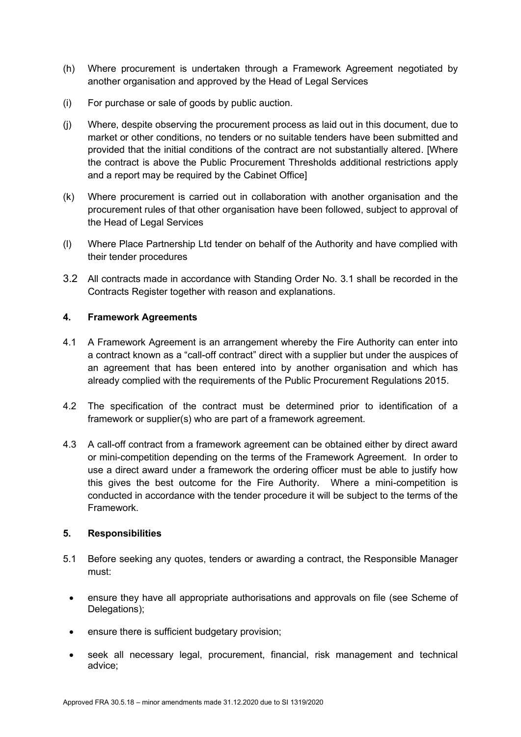(h) Where procurement is undertaken through a Framework Agreement negotiated by another organisation and approved by the Head of Legal Services

(i) For purchase or sale of goods by public auction.

(j) Where, despite observing the procurement process as laid out in this document, due to market or other conditions, no tenders or no suitable tenders have been submitted and provided that the initial conditions of the contract are not substantially altered. [Where the contract is above the Public Procurement Thresholds additional restrictions apply and a report may be required by the Cabinet Office]

(k) Where procurement is carried out in collaboration with another organisation and the procurement rules of that other organisation have been followed, subject to approval of the Head of Legal Services

(l) Where Place Partnership Ltd tender on behalf of the Authority and have complied with their tender procedures

3.2 All contracts made in accordance with Standing Order No. 3.1 shall be recorded in the Contracts Register together with reason and explanations.

## 4. Framework Agreements

4.1 A Framework Agreement is an arrangement whereby the Fire Authority can enter into a contract known as a "call-off contract" direct with a supplier but under the auspices of an agreement that has been entered into by another organisation and which has already complied with the requirements of the Public Procurement Regulations 2015.

4.2 The specification of the contract must be determined prior to identification of a framework or supplier(s) who are part of a framework agreement.

4.3 A call-off contract from a framework agreement can be obtained either by direct award or mini-competition depending on the terms of the Framework Agreement. In order to use a direct award under a framework the ordering officer must be able to justify how this gives the best outcome for the Fire Authority. Where a mini-competition is conducted in accordance with the tender procedure it will be subject to the terms of the Framework.

## 5. Responsibilities

5.1 Before seeking any quotes, tenders or awarding a contract, the Responsible Manager must:

- ensure they have all appropriate authorisations and approvals on file (see Scheme of Delegations);
- ensure there is sufficient budgetary provision;
- seek all necessary legal, procurement, financial, risk management and technical advice;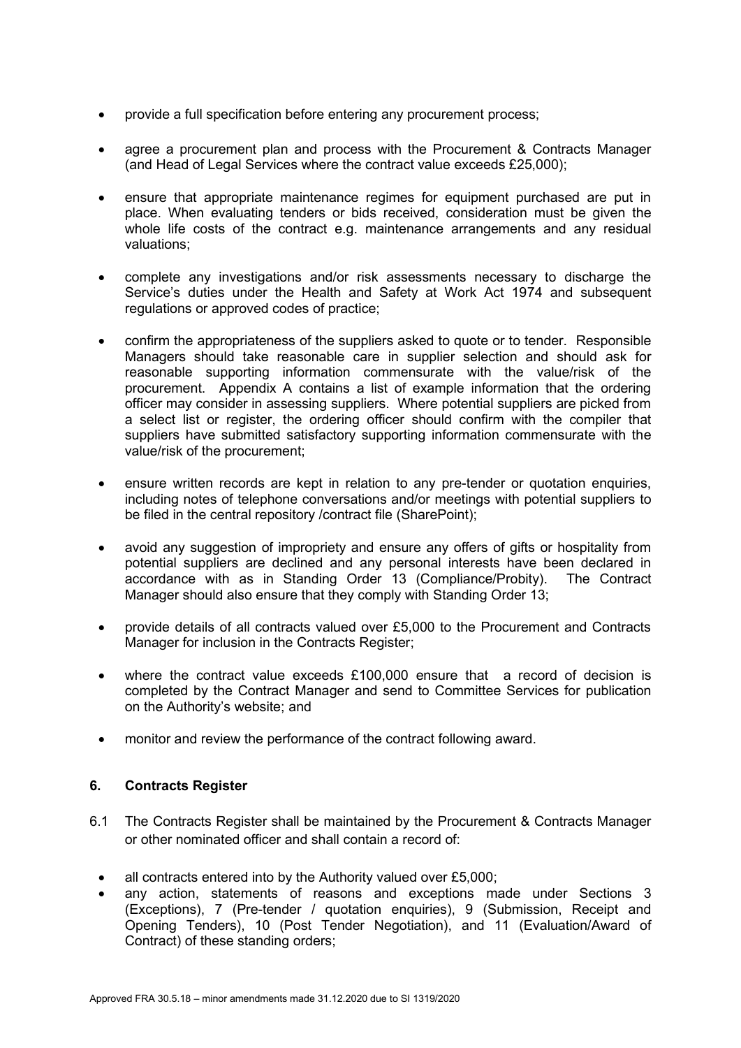- provide a full specification before entering any procurement process;

- agree a procurement plan and process with the Procurement & Contracts Manager (and Head of Legal Services where the contract value exceeds £25,000);

- ensure that appropriate maintenance regimes for equipment purchased are put in place. When evaluating tenders or bids received, consideration must be given the whole life costs of the contract e.g. maintenance arrangements and any residual valuations;

- complete any investigations and/or risk assessments necessary to discharge the Service's duties under the Health and Safety at Work Act 1974 and subsequent regulations or approved codes of practice;

- confirm the appropriateness of the suppliers asked to quote or to tender. Responsible Managers should take reasonable care in supplier selection and should ask for reasonable supporting information commensurate with the value/risk of the procurement. Appendix A contains a list of example information that the ordering officer may consider in assessing suppliers. Where potential suppliers are picked from a select list or register, the ordering officer should confirm with the compiler that suppliers have submitted satisfactory supporting information commensurate with the value/risk of the procurement;

- ensure written records are kept in relation to any pre-tender or quotation enquiries, including notes of telephone conversations and/or meetings with potential suppliers to be filed in the central repository /contract file (SharePoint);

- avoid any suggestion of impropriety and ensure any offers of gifts or hospitality from potential suppliers are declined and any personal interests have been declared in accordance with as in Standing Order 13 (Compliance/Probity). The Contract Manager should also ensure that they comply with Standing Order 13;

- provide details of all contracts valued over £5,000 to the Procurement and Contracts Manager for inclusion in the Contracts Register;

- where the contract value exceeds £100,000 ensure that a record of decision is completed by the Contract Manager and send to Committee Services for publication on the Authority's website; and

- monitor and review the performance of the contract following award.

## 6. Contracts Register

6.1 The Contracts Register shall be maintained by the Procurement & Contracts Manager or other nominated officer and shall contain a record of:

- all contracts entered into by the Authority valued over £5,000;
- any action, statements of reasons and exceptions made under Sections 3 (Exceptions), 7 (Pre-tender / quotation enquiries), 9 (Submission, Receipt and Opening Tenders), 10 (Post Tender Negotiation), and 11 (Evaluation/Award of Contract) of these standing orders;

Approved FRA 30.5.18 – minor amendments made 31.12.2020 due to SI 1319/2020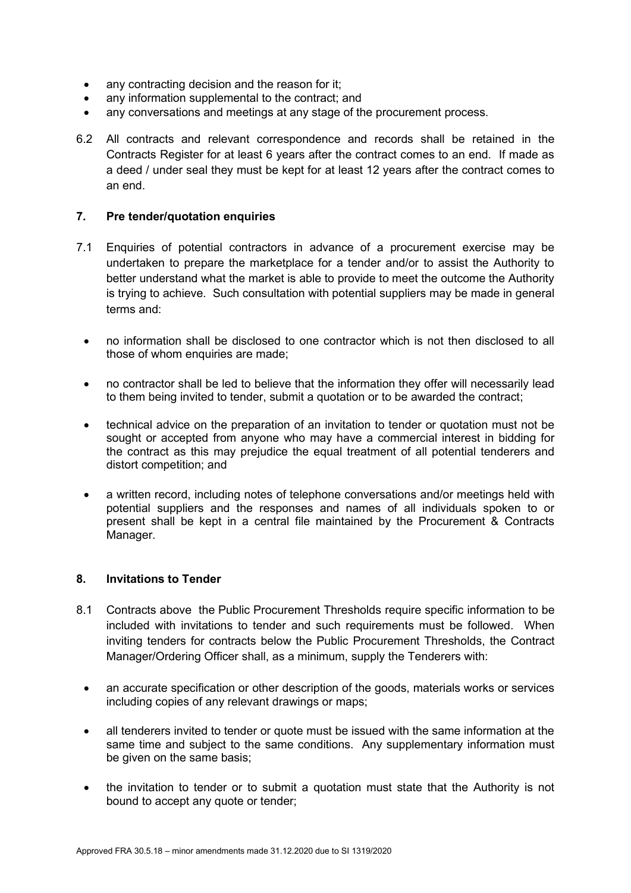- any contracting decision and the reason for it;
- any information supplemental to the contract; and
- any conversations and meetings at any stage of the procurement process.

6.2 All contracts and relevant correspondence and records shall be retained in the Contracts Register for at least 6 years after the contract comes to an end. If made as a deed / under seal they must be kept for at least 12 years after the contract comes to an end.

## 7. Pre tender/quotation enquiries

7.1 Enquiries of potential contractors in advance of a procurement exercise may be undertaken to prepare the marketplace for a tender and/or to assist the Authority to better understand what the market is able to provide to meet the outcome the Authority is trying to achieve. Such consultation with potential suppliers may be made in general terms and:

- no information shall be disclosed to one contractor which is not then disclosed to all those of whom enquiries are made;
- no contractor shall be led to believe that the information they offer will necessarily lead to them being invited to tender, submit a quotation or to be awarded the contract;
- technical advice on the preparation of an invitation to tender or quotation must not be sought or accepted from anyone who may have a commercial interest in bidding for the contract as this may prejudice the equal treatment of all potential tenderers and distort competition; and
- a written record, including notes of telephone conversations and/or meetings held with potential suppliers and the responses and names of all individuals spoken to or present shall be kept in a central file maintained by the Procurement & Contracts Manager.

## 8. Invitations to Tender

8.1 Contracts above the Public Procurement Thresholds require specific information to be included with invitations to tender and such requirements must be followed. When inviting tenders for contracts below the Public Procurement Thresholds, the Contract Manager/Ordering Officer shall, as a minimum, supply the Tenderers with:

- an accurate specification or other description of the goods, materials works or services including copies of any relevant drawings or maps;
- all tenderers invited to tender or quote must be issued with the same information at the same time and subject to the same conditions. Any supplementary information must be given on the same basis;
- the invitation to tender or to submit a quotation must state that the Authority is not bound to accept any quote or tender;

Approved FRA 30.5.18 – minor amendments made 31.12.2020 due to SI 1319/2020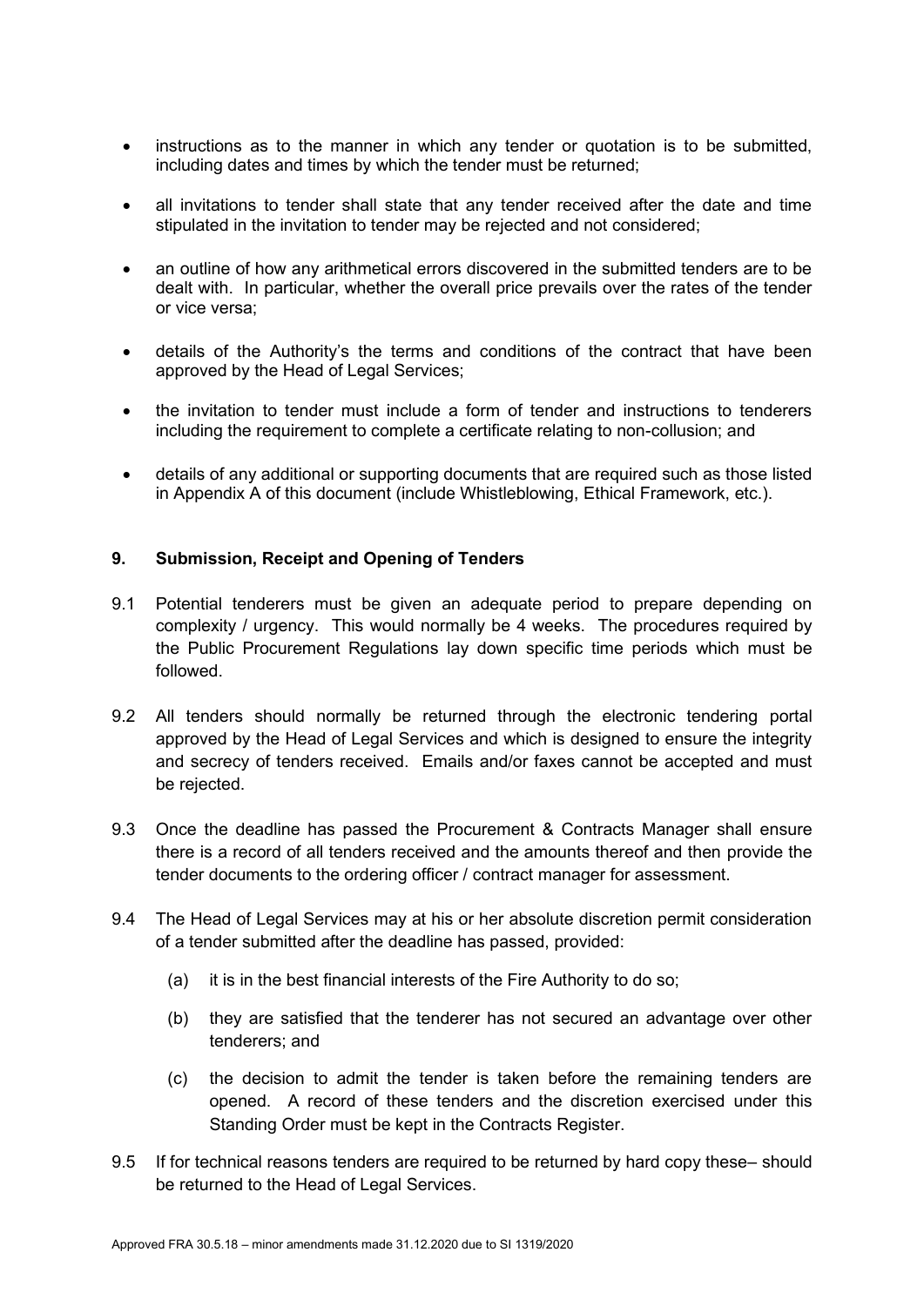- instructions as to the manner in which any tender or quotation is to be submitted, including dates and times by which the tender must be returned;
- all invitations to tender shall state that any tender received after the date and time stipulated in the invitation to tender may be rejected and not considered;
- an outline of how any arithmetical errors discovered in the submitted tenders are to be dealt with. In particular, whether the overall price prevails over the rates of the tender or vice versa;
- details of the Authority's the terms and conditions of the contract that have been approved by the Head of Legal Services;
- the invitation to tender must include a form of tender and instructions to tenderers including the requirement to complete a certificate relating to non-collusion; and
- details of any additional or supporting documents that are required such as those listed in Appendix A of this document (include Whistleblowing, Ethical Framework, etc.).

## 9. Submission, Receipt and Opening of Tenders

9.1 Potential tenderers must be given an adequate period to prepare depending on complexity / urgency. This would normally be 4 weeks. The procedures required by the Public Procurement Regulations lay down specific time periods which must be followed.

9.2 All tenders should normally be returned through the electronic tendering portal approved by the Head of Legal Services and which is designed to ensure the integrity and secrecy of tenders received. Emails and/or faxes cannot be accepted and must be rejected.

9.3 Once the deadline has passed the Procurement & Contracts Manager shall ensure there is a record of all tenders received and the amounts thereof and then provide the tender documents to the ordering officer / contract manager for assessment.

9.4 The Head of Legal Services may at his or her absolute discretion permit consideration of a tender submitted after the deadline has passed, provided:

(a) it is in the best financial interests of the Fire Authority to do so;

(b) they are satisfied that the tenderer has not secured an advantage over other tenderers; and

(c) the decision to admit the tender is taken before the remaining tenders are opened. A record of these tenders and the discretion exercised under this Standing Order must be kept in the Contracts Register.

9.5 If for technical reasons tenders are required to be returned by hard copy these– should be returned to the Head of Legal Services.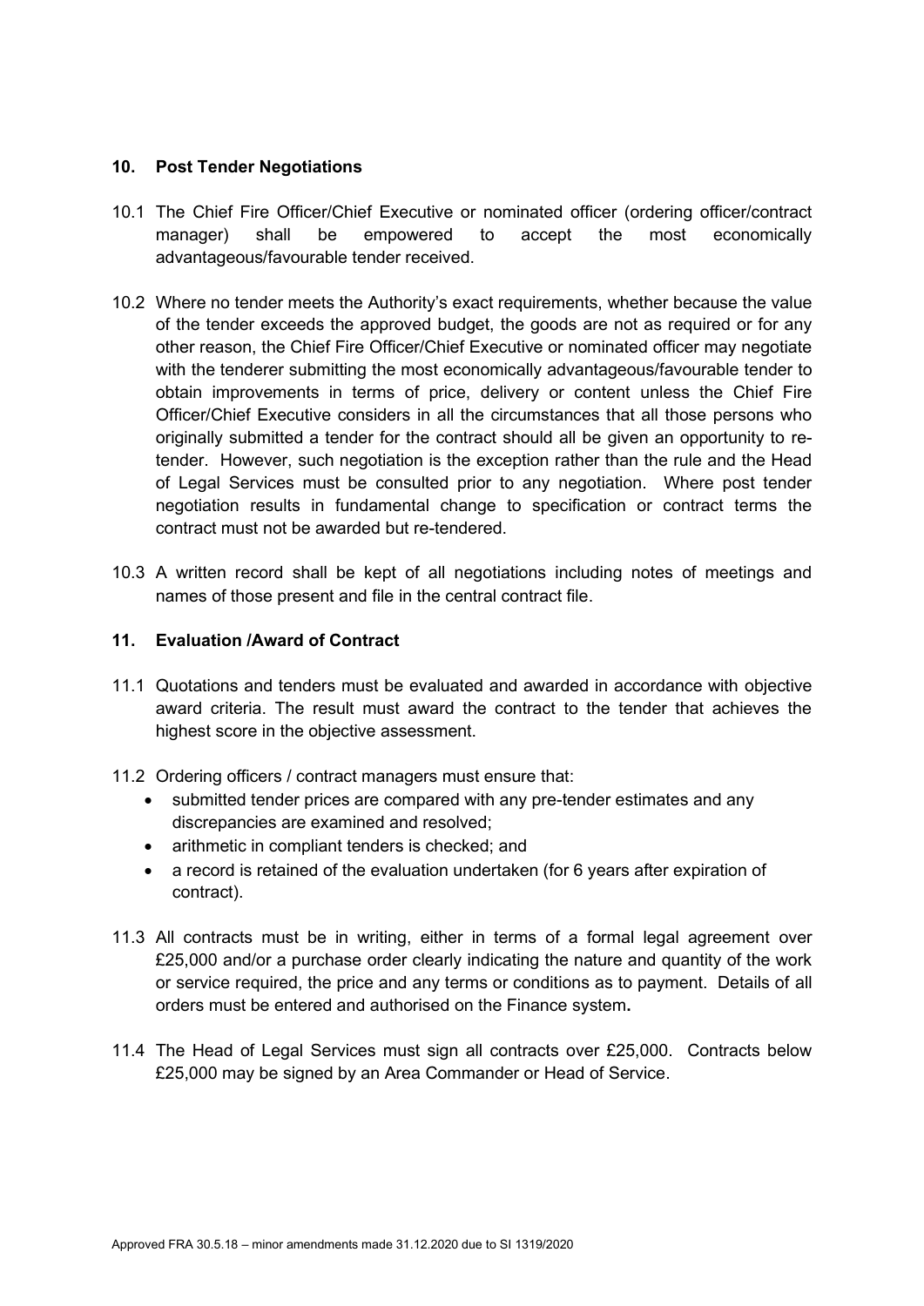## 10. Post Tender Negotiations

10.1 The Chief Fire Officer/Chief Executive or nominated officer (ordering officer/contract manager) shall be empowered to accept the most economically advantageous/favourable tender received.

10.2 Where no tender meets the Authority's exact requirements, whether because the value of the tender exceeds the approved budget, the goods are not as required or for any other reason, the Chief Fire Officer/Chief Executive or nominated officer may negotiate with the tenderer submitting the most economically advantageous/favourable tender to obtain improvements in terms of price, delivery or content unless the Chief Fire Officer/Chief Executive considers in all the circumstances that all those persons who originally submitted a tender for the contract should all be given an opportunity to re-tender. However, such negotiation is the exception rather than the rule and the Head of Legal Services must be consulted prior to any negotiation. Where post tender negotiation results in fundamental change to specification or contract terms the contract must not be awarded but re-tendered.

10.3 A written record shall be kept of all negotiations including notes of meetings and names of those present and file in the central contract file.

## 11. Evaluation /Award of Contract

11.1 Quotations and tenders must be evaluated and awarded in accordance with objective award criteria. The result must award the contract to the tender that achieves the highest score in the objective assessment.

11.2 Ordering officers / contract managers must ensure that:

- submitted tender prices are compared with any pre-tender estimates and any discrepancies are examined and resolved;
- arithmetic in compliant tenders is checked; and
- a record is retained of the evaluation undertaken (for 6 years after expiration of contract).

11.3 All contracts must be in writing, either in terms of a formal legal agreement over £25,000 and/or a purchase order clearly indicating the nature and quantity of the work or service required, the price and any terms or conditions as to payment. Details of all orders must be entered and authorised on the Finance system**.**

11.4 The Head of Legal Services must sign all contracts over £25,000. Contracts below £25,000 may be signed by an Area Commander or Head of Service.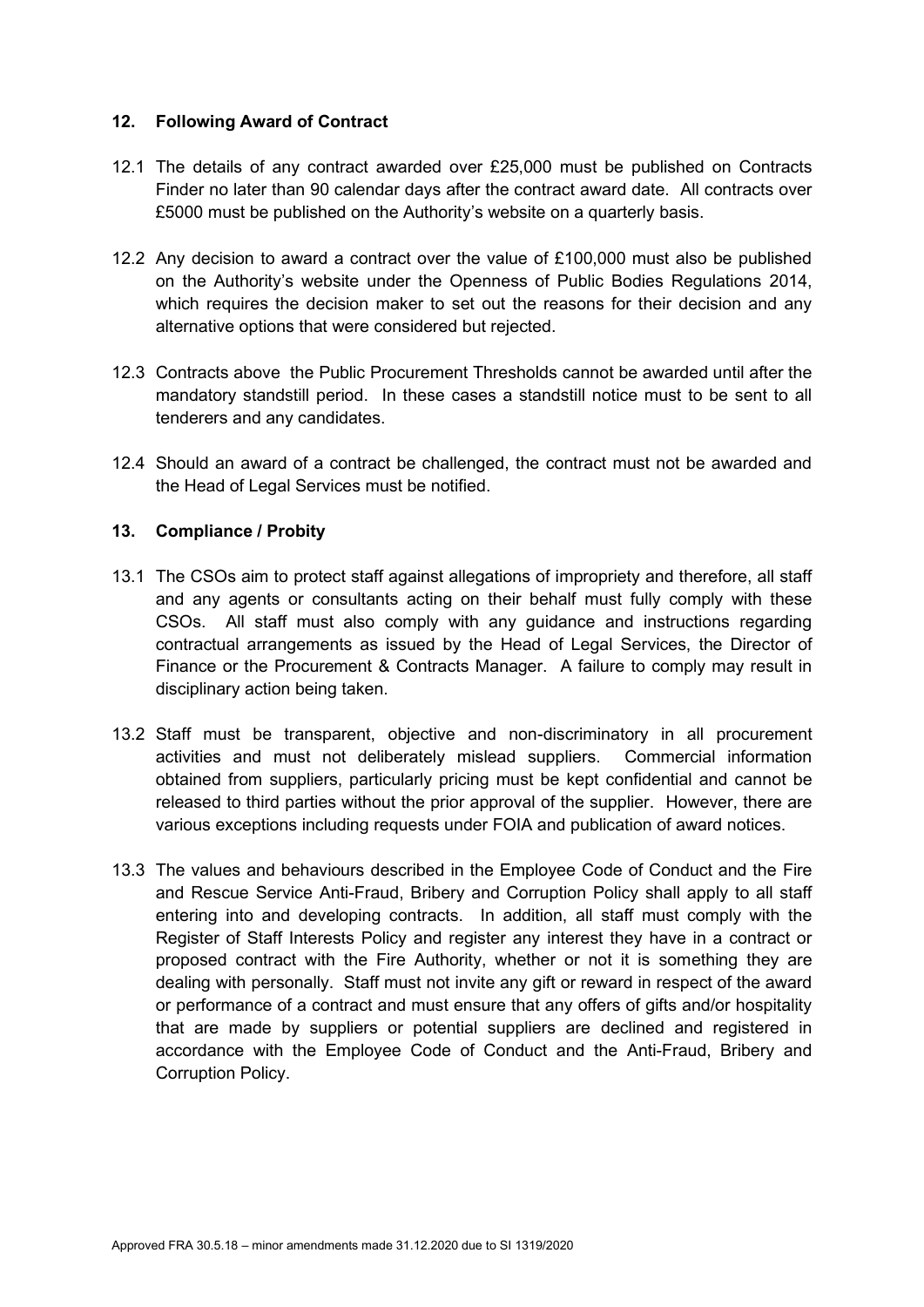## 12. Following Award of Contract

12.1 The details of any contract awarded over £25,000 must be published on Contracts Finder no later than 90 calendar days after the contract award date. All contracts over £5000 must be published on the Authority's website on a quarterly basis.

12.2 Any decision to award a contract over the value of £100,000 must also be published on the Authority's website under the Openness of Public Bodies Regulations 2014, which requires the decision maker to set out the reasons for their decision and any alternative options that were considered but rejected.

12.3 Contracts above the Public Procurement Thresholds cannot be awarded until after the mandatory standstill period. In these cases a standstill notice must to be sent to all tenderers and any candidates.

12.4 Should an award of a contract be challenged, the contract must not be awarded and the Head of Legal Services must be notified.

## 13. Compliance / Probity

13.1 The CSOs aim to protect staff against allegations of impropriety and therefore, all staff and any agents or consultants acting on their behalf must fully comply with these CSOs. All staff must also comply with any guidance and instructions regarding contractual arrangements as issued by the Head of Legal Services, the Director of Finance or the Procurement & Contracts Manager. A failure to comply may result in disciplinary action being taken.

13.2 Staff must be transparent, objective and non-discriminatory in all procurement activities and must not deliberately mislead suppliers. Commercial information obtained from suppliers, particularly pricing must be kept confidential and cannot be released to third parties without the prior approval of the supplier. However, there are various exceptions including requests under FOIA and publication of award notices.

13.3 The values and behaviours described in the Employee Code of Conduct and the Fire and Rescue Service Anti-Fraud, Bribery and Corruption Policy shall apply to all staff entering into and developing contracts. In addition, all staff must comply with the Register of Staff Interests Policy and register any interest they have in a contract or proposed contract with the Fire Authority, whether or not it is something they are dealing with personally. Staff must not invite any gift or reward in respect of the award or performance of a contract and must ensure that any offers of gifts and/or hospitality that are made by suppliers or potential suppliers are declined and registered in accordance with the Employee Code of Conduct and the Anti-Fraud, Bribery and Corruption Policy.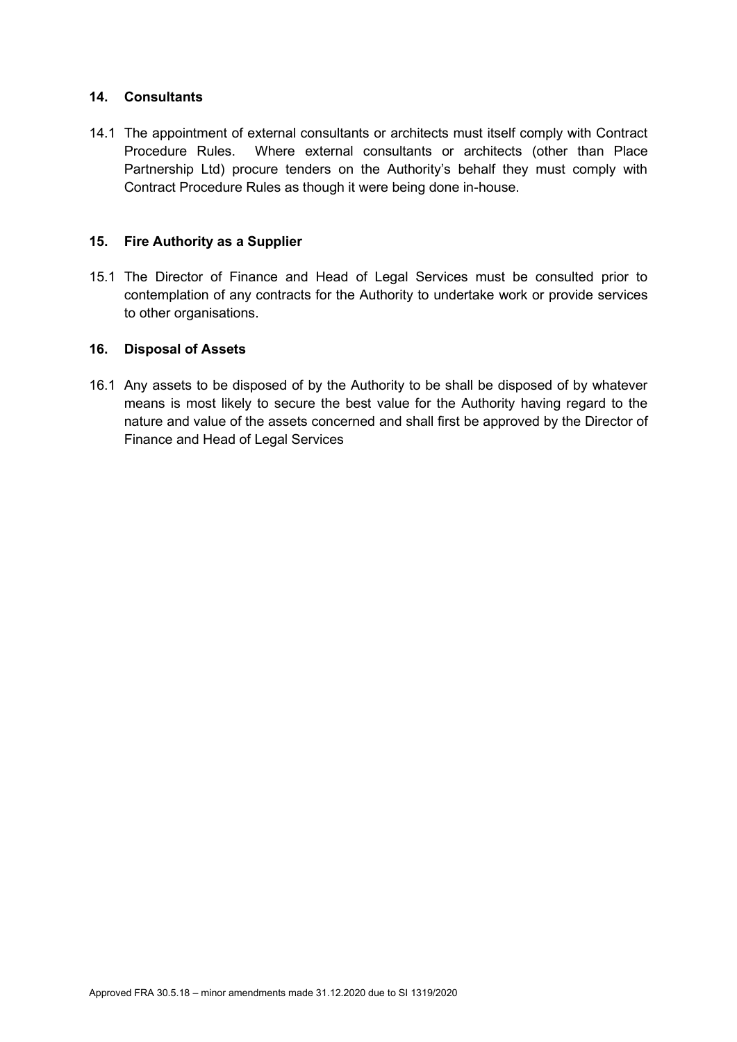## 14. Consultants

14.1 The appointment of external consultants or architects must itself comply with Contract Procedure Rules. Where external consultants or architects (other than Place Partnership Ltd) procure tenders on the Authority's behalf they must comply with Contract Procedure Rules as though it were being done in-house.

## 15. Fire Authority as a Supplier

15.1 The Director of Finance and Head of Legal Services must be consulted prior to contemplation of any contracts for the Authority to undertake work or provide services to other organisations.

## 16. Disposal of Assets

16.1 Any assets to be disposed of by the Authority to be shall be disposed of by whatever means is most likely to secure the best value for the Authority having regard to the nature and value of the assets concerned and shall first be approved by the Director of Finance and Head of Legal Services

Approved FRA 30.5.18 – minor amendments made 31.12.2020 due to SI 1319/2020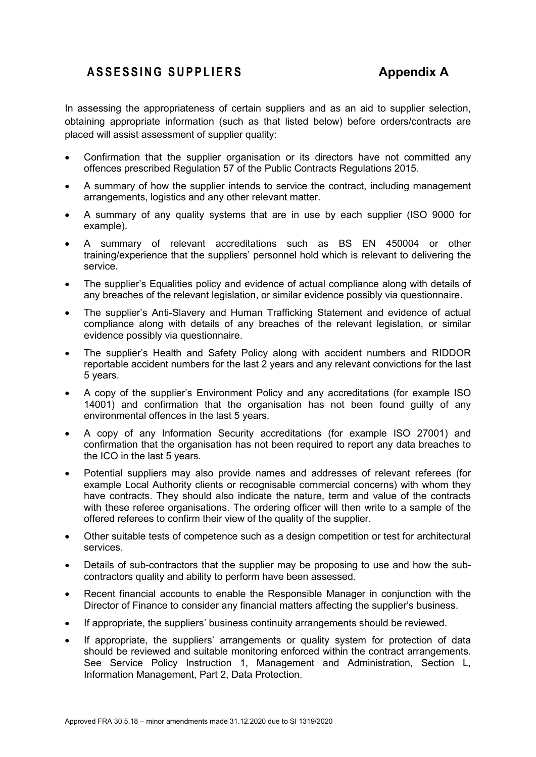# ASSESSING SUPPLIERS — Appendix A

In assessing the appropriateness of certain suppliers and as an aid to supplier selection, obtaining appropriate information (such as that listed below) before orders/contracts are placed will assist assessment of supplier quality:

- Confirmation that the supplier organisation or its directors have not committed any offences prescribed Regulation 57 of the Public Contracts Regulations 2015.
- A summary of how the supplier intends to service the contract, including management arrangements, logistics and any other relevant matter.
- A summary of any quality systems that are in use by each supplier (ISO 9000 for example).
- A summary of relevant accreditations such as BS EN 450004 or other training/experience that the suppliers' personnel hold which is relevant to delivering the service.
- The supplier's Equalities policy and evidence of actual compliance along with details of any breaches of the relevant legislation, or similar evidence possibly via questionnaire.
- The supplier's Anti-Slavery and Human Trafficking Statement and evidence of actual compliance along with details of any breaches of the relevant legislation, or similar evidence possibly via questionnaire.
- The supplier's Health and Safety Policy along with accident numbers and RIDDOR reportable accident numbers for the last 2 years and any relevant convictions for the last 5 years.
- A copy of the supplier's Environment Policy and any accreditations (for example ISO 14001) and confirmation that the organisation has not been found guilty of any environmental offences in the last 5 years.
- A copy of any Information Security accreditations (for example ISO 27001) and confirmation that the organisation has not been required to report any data breaches to the ICO in the last 5 years.
- Potential suppliers may also provide names and addresses of relevant referees (for example Local Authority clients or recognisable commercial concerns) with whom they have contracts. They should also indicate the nature, term and value of the contracts with these referee organisations. The ordering officer will then write to a sample of the offered referees to confirm their view of the quality of the supplier.
- Other suitable tests of competence such as a design competition or test for architectural services.
- Details of sub-contractors that the supplier may be proposing to use and how the sub-contractors quality and ability to perform have been assessed.
- Recent financial accounts to enable the Responsible Manager in conjunction with the Director of Finance to consider any financial matters affecting the supplier's business.
- If appropriate, the suppliers' business continuity arrangements should be reviewed.
- If appropriate, the suppliers' arrangements or quality system for protection of data should be reviewed and suitable monitoring enforced within the contract arrangements. See Service Policy Instruction 1, Management and Administration, Section L, Information Management, Part 2, Data Protection.

Approved FRA 30.5.18 – minor amendments made 31.12.2020 due to SI 1319/2020